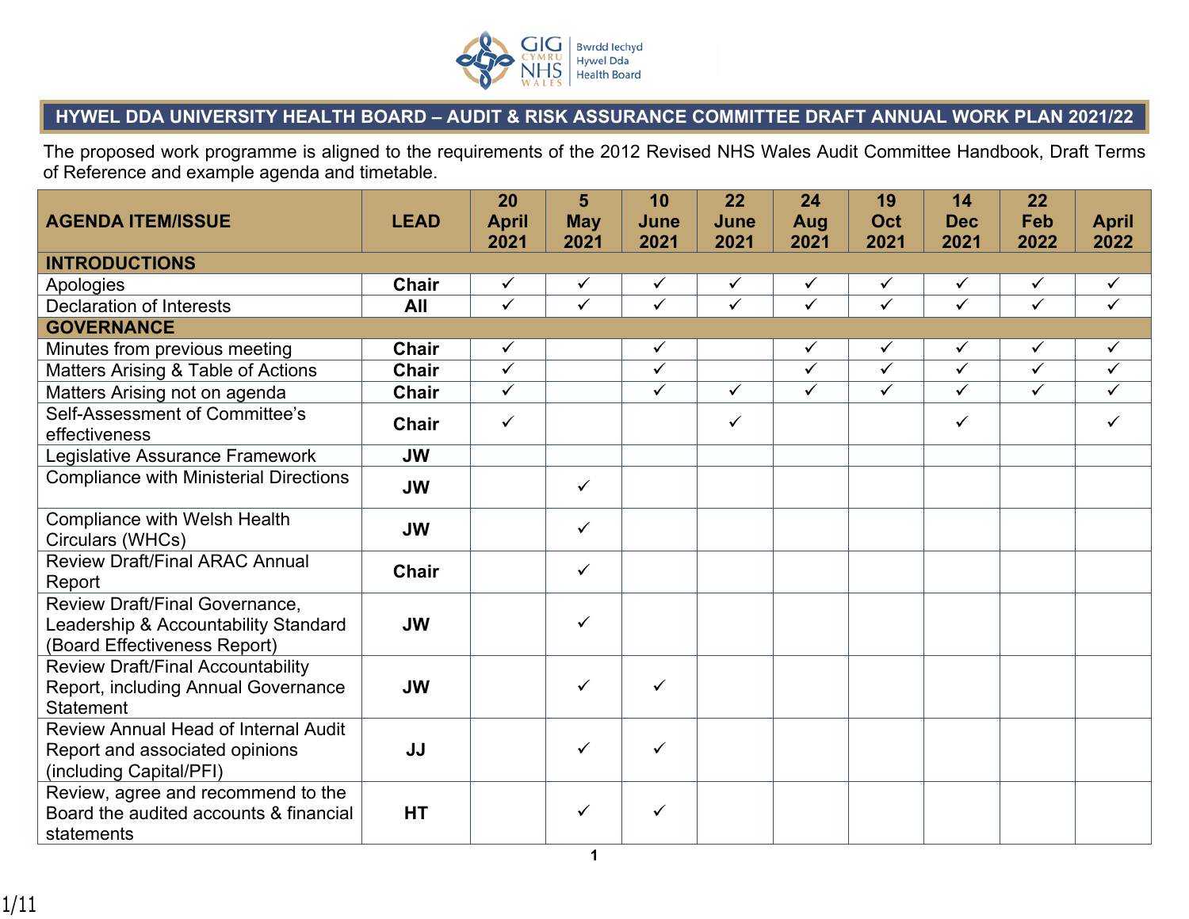# HYWEL DDA UNIVERSITY HEALTH BOARD – AUDIT & RISK ASSURANCE COMMITTEE DRAFT ANNUAL WORK PLAN 2021/22

The proposed work programme is aligned to the requirements of the 2012 Revised NHS Wales Audit Committee Handbook, Draft Terms of Reference and example agenda and timetable.

| AGENDA ITEM/ISSUE | LEAD | 20 April 2021 | 5 May 2021 | 10 June 2021 | 22 June 2021 | 24 Aug 2021 | 19 Oct 2021 | 14 Dec 2021 | 22 Feb 2022 | April 2022 |
|---|---|---|---|---|---|---|---|---|---|---|
| **INTRODUCTIONS** | | | | | | | | | | |
| Apologies | **Chair** | ✓ | ✓ | ✓ | ✓ | ✓ | ✓ | ✓ | ✓ | ✓ |
| Declaration of Interests | **All** | ✓ | ✓ | ✓ | ✓ | ✓ | ✓ | ✓ | ✓ | ✓ |
| **GOVERNANCE** | | | | | | | | | | |
| Minutes from previous meeting | **Chair** | ✓ | | ✓ | | ✓ | ✓ | ✓ | ✓ | ✓ |
| Matters Arising & Table of Actions | **Chair** | ✓ | | ✓ | | ✓ | ✓ | ✓ | ✓ | ✓ |
| Matters Arising not on agenda | **Chair** | ✓ | | ✓ | ✓ | ✓ | ✓ | ✓ | ✓ | ✓ |
| Self-Assessment of Committee's effectiveness | **Chair** | ✓ | | | ✓ | | | ✓ | | ✓ |
| Legislative Assurance Framework | **JW** | | | | | | | | | |
| Compliance with Ministerial Directions | **JW** | | ✓ | | | | | | | |
| Compliance with Welsh Health Circulars (WHCs) | **JW** | | ✓ | | | | | | | |
| Review Draft/Final ARAC Annual Report | **Chair** | | ✓ | | | | | | | |
| Review Draft/Final Governance, Leadership & Accountability Standard (Board Effectiveness Report) | **JW** | | ✓ | | | | | | | |
| Review Draft/Final Accountability Report, including Annual Governance Statement | **JW** | | ✓ | ✓ | | | | | | |
| Review Annual Head of Internal Audit Report and associated opinions (including Capital/PFI) | **JJ** | | ✓ | ✓ | | | | | | |
| Review, agree and recommend to the Board the audited accounts & financial statements | **HT** | | ✓ | ✓ | | | | | | |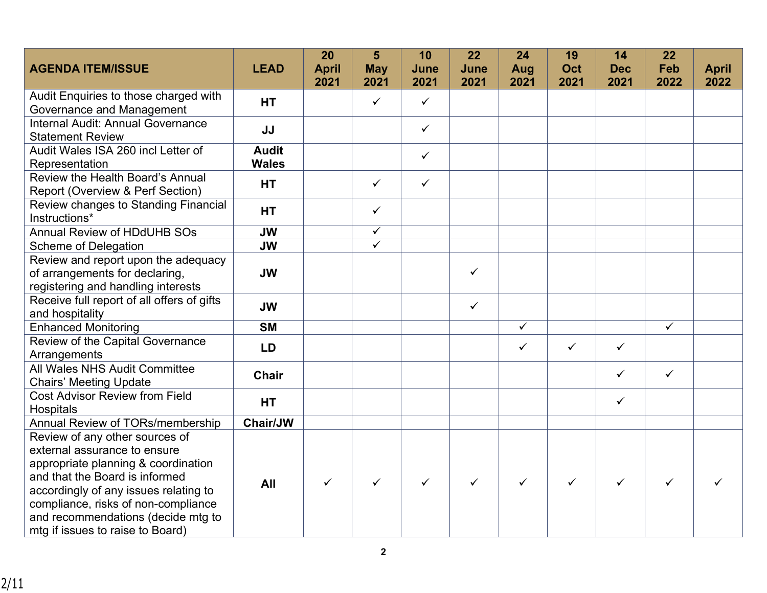| AGENDA ITEM/ISSUE | LEAD | 20 April 2021 | 5 May 2021 | 10 June 2021 | 22 June 2021 | 24 Aug 2021 | 19 Oct 2021 | 14 Dec 2021 | 22 Feb 2022 | April 2022 |
|---|---|---|---|---|---|---|---|---|---|---|
| Audit Enquiries to those charged with Governance and Management | HT | | ✓ | ✓ | | | | | | |
| Internal Audit: Annual Governance Statement Review | JJ | | | ✓ | | | | | | |
| Audit Wales ISA 260 incl Letter of Representation | Audit Wales | | | ✓ | | | | | | |
| Review the Health Board's Annual Report (Overview & Perf Section) | HT | | ✓ | ✓ | | | | | | |
| Review changes to Standing Financial Instructions* | HT | | ✓ | | | | | | | |
| Annual Review of HDdUHB SOs | JW | | ✓ | | | | | | | |
| Scheme of Delegation | JW | | ✓ | | | | | | | |
| Review and report upon the adequacy of arrangements for declaring, registering and handling interests | JW | | | | ✓ | | | | | |
| Receive full report of all offers of gifts and hospitality | JW | | | | ✓ | | | | | |
| Enhanced Monitoring | SM | | | | | ✓ | | | ✓ | |
| Review of the Capital Governance Arrangements | LD | | | | | ✓ | ✓ | ✓ | | |
| All Wales NHS Audit Committee Chairs' Meeting Update | Chair | | | | | | | ✓ | ✓ | |
| Cost Advisor Review from Field Hospitals | HT | | | | | | | ✓ | | |
| Annual Review of TORs/membership | Chair/JW | | | | | | | | | |
| Review of any other sources of external assurance to ensure appropriate planning & coordination and that the Board is informed accordingly of any issues relating to compliance, risks of non-compliance and recommendations (decide mtg to mtg if issues to raise to Board) | All | ✓ | ✓ | ✓ | ✓ | ✓ | ✓ | ✓ | ✓ | ✓ |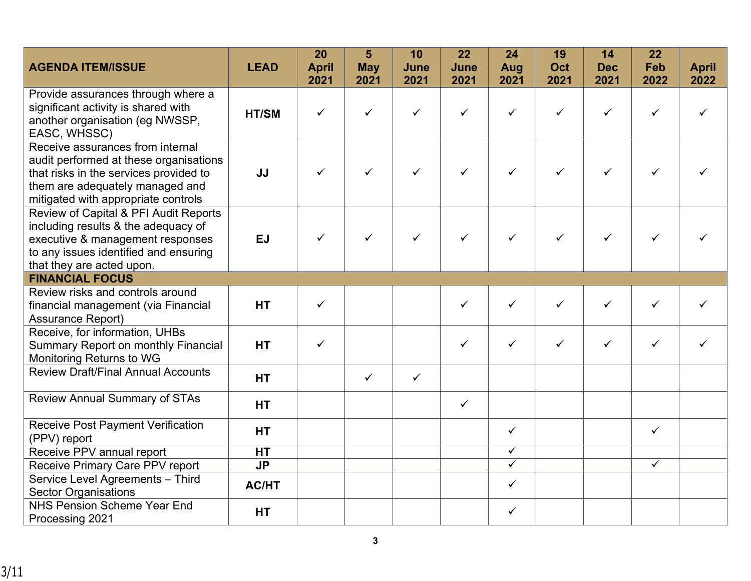| AGENDA ITEM/ISSUE | LEAD | 20 April 2021 | 5 May 2021 | 10 June 2021 | 22 June 2021 | 24 Aug 2021 | 19 Oct 2021 | 14 Dec 2021 | 22 Feb 2022 | April 2022 |
|---|---|---|---|---|---|---|---|---|---|---|
| Provide assurances through where a significant activity is shared with another organisation (eg NWSSP, EASC, WHSSC) | **HT/SM** | ✓ | ✓ | ✓ | ✓ | ✓ | ✓ | ✓ | ✓ | ✓ |
| Receive assurances from internal audit performed at these organisations that risks in the services provided to them are adequately managed and mitigated with appropriate controls | **JJ** | ✓ | ✓ | ✓ | ✓ | ✓ | ✓ | ✓ | ✓ | ✓ |
| Review of Capital & PFI Audit Reports including results & the adequacy of executive & management responses to any issues identified and ensuring that they are acted upon. | **EJ** | ✓ | ✓ | ✓ | ✓ | ✓ | ✓ | ✓ | ✓ | ✓ |
| **FINANCIAL FOCUS** | | | | | | | | | | |
| Review risks and controls around financial management (via Financial Assurance Report) | **HT** | ✓ | | | ✓ | ✓ | ✓ | ✓ | ✓ | ✓ |
| Receive, for information, UHBs Summary Report on monthly Financial Monitoring Returns to WG | **HT** | ✓ | | | ✓ | ✓ | ✓ | ✓ | ✓ | ✓ |
| Review Draft/Final Annual Accounts | **HT** | | ✓ | ✓ | | | | | | |
| Review Annual Summary of STAs | **HT** | | | | ✓ | | | | | |
| Receive Post Payment Verification (PPV) report | **HT** | | | | | ✓ | | | ✓ | |
| Receive PPV annual report | **HT** | | | | | ✓ | | | | |
| Receive Primary Care PPV report | **JP** | | | | | ✓ | | | ✓ | |
| Service Level Agreements – Third Sector Organisations | **AC/HT** | | | | | ✓ | | | | |
| NHS Pension Scheme Year End Processing 2021 | **HT** | | | | | ✓ | | | | |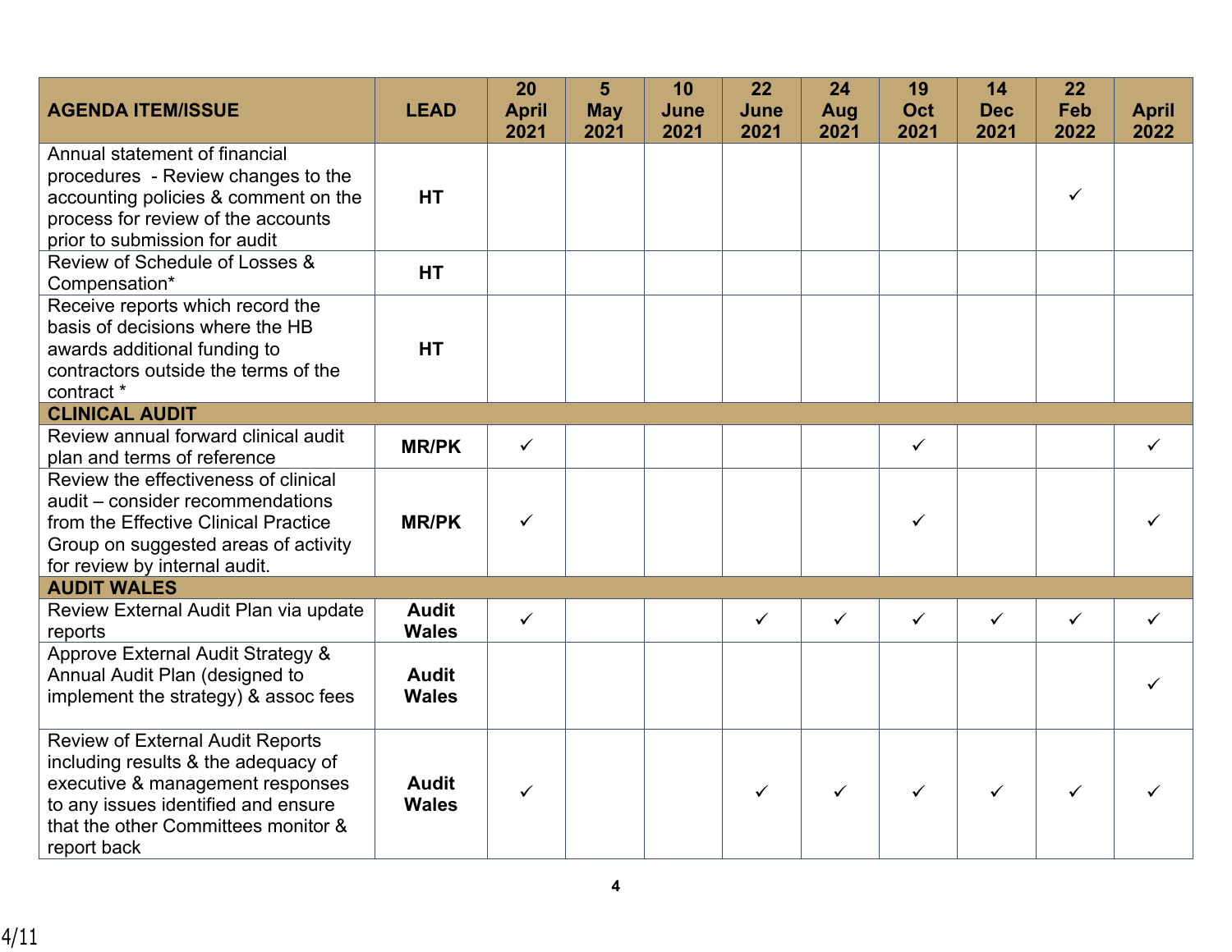| AGENDA ITEM/ISSUE | LEAD | 20 April 2021 | 5 May 2021 | 10 June 2021 | 22 June 2021 | 24 Aug 2021 | 19 Oct 2021 | 14 Dec 2021 | 22 Feb 2022 | April 2022 |
|---|---|---|---|---|---|---|---|---|---|---|
| Annual statement of financial procedures - Review changes to the accounting policies & comment on the process for review of the accounts prior to submission for audit | **HT** | | | | | | | | ✓ | |
| Review of Schedule of Losses & Compensation* | **HT** | | | | | | | | | |
| Receive reports which record the basis of decisions where the HB awards additional funding to contractors outside the terms of the contract * | **HT** | | | | | | | | | |
| **CLINICAL AUDIT** | | | | | | | | | | |
| Review annual forward clinical audit plan and terms of reference | **MR/PK** | ✓ | | | | | ✓ | | | ✓ |
| Review the effectiveness of clinical audit – consider recommendations from the Effective Clinical Practice Group on suggested areas of activity for review by internal audit. | **MR/PK** | ✓ | | | | | ✓ | | | ✓ |
| **AUDIT WALES** | | | | | | | | | | |
| Review External Audit Plan via update reports | **Audit Wales** | ✓ | | | ✓ | ✓ | ✓ | ✓ | ✓ | ✓ |
| Approve External Audit Strategy & Annual Audit Plan (designed to implement the strategy) & assoc fees | **Audit Wales** | | | | | | | | | ✓ |
| Review of External Audit Reports including results & the adequacy of executive & management responses to any issues identified and ensure that the other Committees monitor & report back | **Audit Wales** | ✓ | | | ✓ | ✓ | ✓ | ✓ | ✓ | ✓ |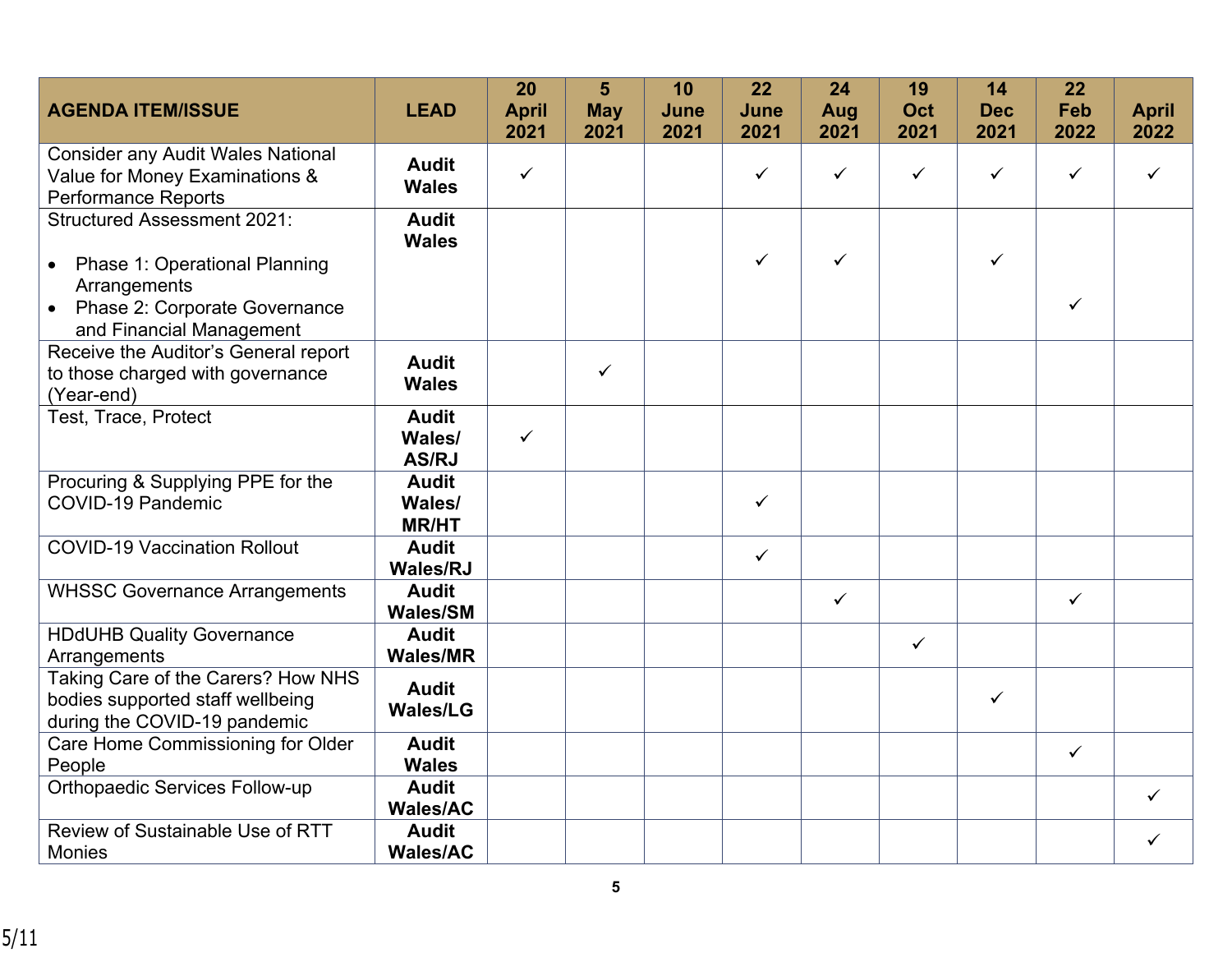| AGENDA ITEM/ISSUE | LEAD | 20 April 2021 | 5 May 2021 | 10 June 2021 | 22 June 2021 | 24 Aug 2021 | 19 Oct 2021 | 14 Dec 2021 | 22 Feb 2022 | April 2022 |
|---|---|---|---|---|---|---|---|---|---|---|
| Consider any Audit Wales National Value for Money Examinations & Performance Reports | **Audit Wales** | ✓ | | | ✓ | ✓ | ✓ | ✓ | ✓ | ✓ |
| Structured Assessment 2021:<br>• Phase 1: Operational Planning Arrangements<br>• Phase 2: Corporate Governance and Financial Management | **Audit Wales** | | | | ✓ | ✓ | | ✓ | ✓ | |
| Receive the Auditor's General report to those charged with governance (Year-end) | **Audit Wales** | | ✓ | | | | | | | |
| Test, Trace, Protect | **Audit Wales/ AS/RJ** | ✓ | | | | | | | | |
| Procuring & Supplying PPE for the COVID-19 Pandemic | **Audit Wales/ MR/HT** | | | | ✓ | | | | | |
| COVID-19 Vaccination Rollout | **Audit Wales/RJ** | | | | ✓ | | | | | |
| WHSSC Governance Arrangements | **Audit Wales/SM** | | | | | ✓ | | | ✓ | |
| HDdUHB Quality Governance Arrangements | **Audit Wales/MR** | | | | | | ✓ | | | |
| Taking Care of the Carers? How NHS bodies supported staff wellbeing during the COVID-19 pandemic | **Audit Wales/LG** | | | | | | | ✓ | | |
| Care Home Commissioning for Older People | **Audit Wales** | | | | | | | | ✓ | |
| Orthopaedic Services Follow-up | **Audit Wales/AC** | | | | | | | | | ✓ |
| Review of Sustainable Use of RTT Monies | **Audit Wales/AC** | | | | | | | | | ✓ |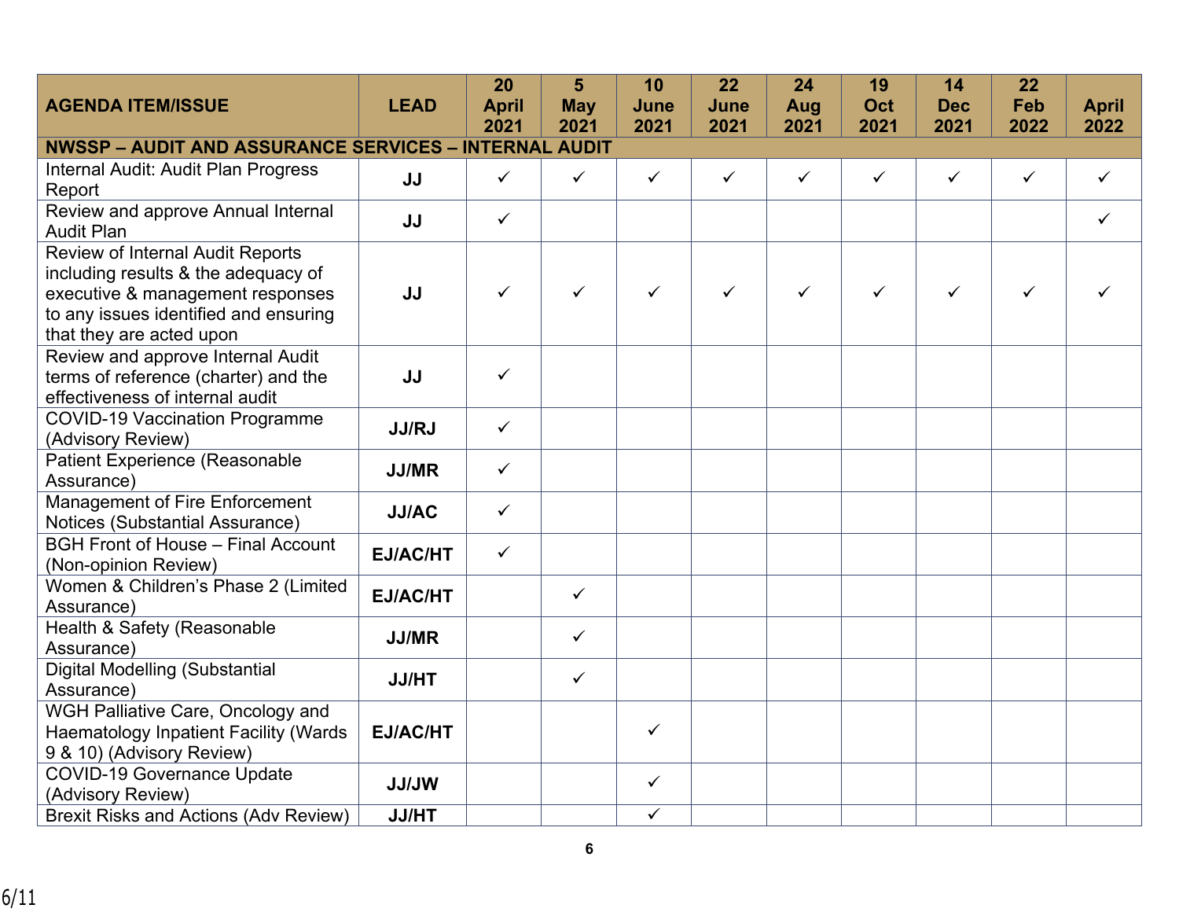| AGENDA ITEM/ISSUE | LEAD | 20 April 2021 | 5 May 2021 | 10 June 2021 | 22 June 2021 | 24 Aug 2021 | 19 Oct 2021 | 14 Dec 2021 | 22 Feb 2022 | April 2022 |
|---|---|---|---|---|---|---|---|---|---|---|
| **NWSSP – AUDIT AND ASSURANCE SERVICES – INTERNAL AUDIT** | | | | | | | | | | |
| Internal Audit: Audit Plan Progress Report | **JJ** | ✓ | ✓ | ✓ | ✓ | ✓ | ✓ | ✓ | ✓ | ✓ |
| Review and approve Annual Internal Audit Plan | **JJ** | ✓ | | | | | | | | ✓ |
| Review of Internal Audit Reports including results & the adequacy of executive & management responses to any issues identified and ensuring that they are acted upon | **JJ** | ✓ | ✓ | ✓ | ✓ | ✓ | ✓ | ✓ | ✓ | ✓ |
| Review and approve Internal Audit terms of reference (charter) and the effectiveness of internal audit | **JJ** | ✓ | | | | | | | | |
| COVID-19 Vaccination Programme (Advisory Review) | **JJ/RJ** | ✓ | | | | | | | | |
| Patient Experience (Reasonable Assurance) | **JJ/MR** | ✓ | | | | | | | | |
| Management of Fire Enforcement Notices (Substantial Assurance) | **JJ/AC** | ✓ | | | | | | | | |
| BGH Front of House – Final Account (Non-opinion Review) | **EJ/AC/HT** | ✓ | | | | | | | | |
| Women & Children's Phase 2 (Limited Assurance) | **EJ/AC/HT** | | ✓ | | | | | | | |
| Health & Safety (Reasonable Assurance) | **JJ/MR** | | ✓ | | | | | | | |
| Digital Modelling (Substantial Assurance) | **JJ/HT** | | ✓ | | | | | | | |
| WGH Palliative Care, Oncology and Haematology Inpatient Facility (Wards 9 & 10) (Advisory Review) | **EJ/AC/HT** | | | ✓ | | | | | | |
| COVID-19 Governance Update (Advisory Review) | **JJ/JW** | | | ✓ | | | | | | |
| Brexit Risks and Actions (Adv Review) | **JJ/HT** | | | ✓ | | | | | | |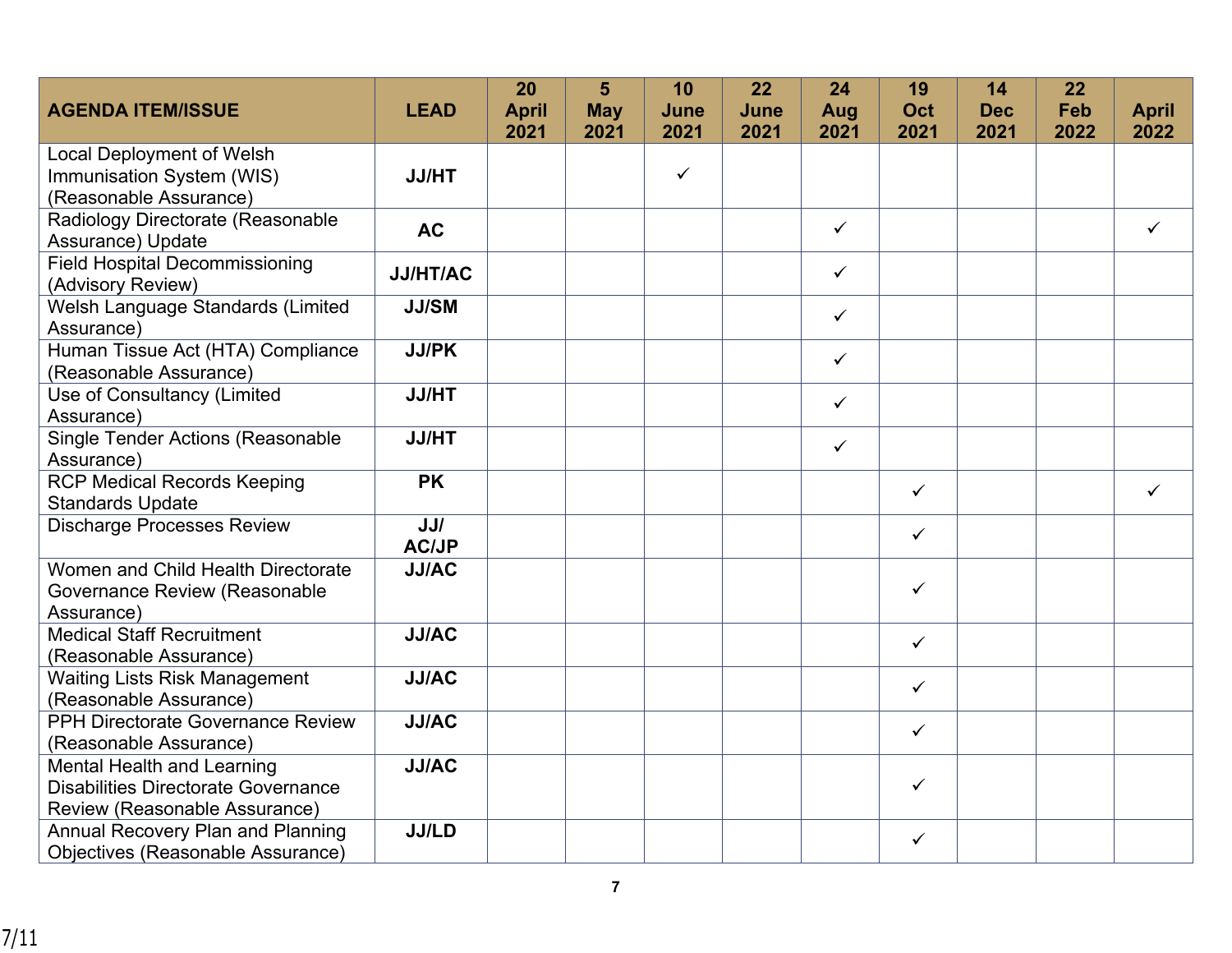| AGENDA ITEM/ISSUE | LEAD | 20 April 2021 | 5 May 2021 | 10 June 2021 | 22 June 2021 | 24 Aug 2021 | 19 Oct 2021 | 14 Dec 2021 | 22 Feb 2022 | April 2022 |
|---|---|---|---|---|---|---|---|---|---|---|
| Local Deployment of Welsh Immunisation System (WIS) (Reasonable Assurance) | **JJ/HT** | | | ✓ | | | | | | |
| Radiology Directorate (Reasonable Assurance) Update | **AC** | | | | | ✓ | | | | ✓ |
| Field Hospital Decommissioning (Advisory Review) | **JJ/HT/AC** | | | | | ✓ | | | | |
| Welsh Language Standards (Limited Assurance) | **JJ/SM** | | | | | ✓ | | | | |
| Human Tissue Act (HTA) Compliance (Reasonable Assurance) | **JJ/PK** | | | | | ✓ | | | | |
| Use of Consultancy (Limited Assurance) | **JJ/HT** | | | | | ✓ | | | | |
| Single Tender Actions (Reasonable Assurance) | **JJ/HT** | | | | | ✓ | | | | |
| RCP Medical Records Keeping Standards Update | **PK** | | | | | | ✓ | | | ✓ |
| Discharge Processes Review | **JJ/ AC/JP** | | | | | | ✓ | | | |
| Women and Child Health Directorate Governance Review (Reasonable Assurance) | **JJ/AC** | | | | | | ✓ | | | |
| Medical Staff Recruitment (Reasonable Assurance) | **JJ/AC** | | | | | | ✓ | | | |
| Waiting Lists Risk Management (Reasonable Assurance) | **JJ/AC** | | | | | | ✓ | | | |
| PPH Directorate Governance Review (Reasonable Assurance) | **JJ/AC** | | | | | | ✓ | | | |
| Mental Health and Learning Disabilities Directorate Governance Review (Reasonable Assurance) | **JJ/AC** | | | | | | ✓ | | | |
| Annual Recovery Plan and Planning Objectives (Reasonable Assurance) | **JJ/LD** | | | | | | ✓ | | | |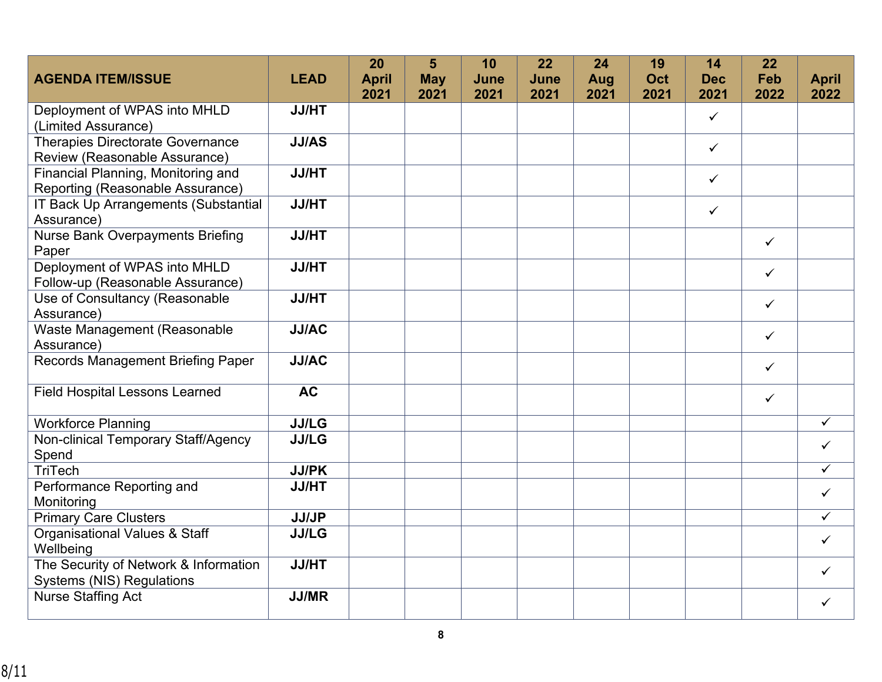| AGENDA ITEM/ISSUE | LEAD | 20 April 2021 | 5 May 2021 | 10 June 2021 | 22 June 2021 | 24 Aug 2021 | 19 Oct 2021 | 14 Dec 2021 | 22 Feb 2022 | April 2022 |
|---|---|---|---|---|---|---|---|---|---|---|
| Deployment of WPAS into MHLD (Limited Assurance) | JJ/HT | | | | | | | ✓ | | |
| Therapies Directorate Governance Review (Reasonable Assurance) | JJ/AS | | | | | | | ✓ | | |
| Financial Planning, Monitoring and Reporting (Reasonable Assurance) | JJ/HT | | | | | | | ✓ | | |
| IT Back Up Arrangements (Substantial Assurance) | JJ/HT | | | | | | | ✓ | | |
| Nurse Bank Overpayments Briefing Paper | JJ/HT | | | | | | | | ✓ | |
| Deployment of WPAS into MHLD Follow-up (Reasonable Assurance) | JJ/HT | | | | | | | | ✓ | |
| Use of Consultancy (Reasonable Assurance) | JJ/HT | | | | | | | | ✓ | |
| Waste Management (Reasonable Assurance) | JJ/AC | | | | | | | | ✓ | |
| Records Management Briefing Paper | JJ/AC | | | | | | | | ✓ | |
| Field Hospital Lessons Learned | AC | | | | | | | | ✓ | |
| Workforce Planning | JJ/LG | | | | | | | | | ✓ |
| Non-clinical Temporary Staff/Agency Spend | JJ/LG | | | | | | | | | ✓ |
| TriTech | JJ/PK | | | | | | | | | ✓ |
| Performance Reporting and Monitoring | JJ/HT | | | | | | | | | ✓ |
| Primary Care Clusters | JJ/JP | | | | | | | | | ✓ |
| Organisational Values & Staff Wellbeing | JJ/LG | | | | | | | | | ✓ |
| The Security of Network & Information Systems (NIS) Regulations | JJ/HT | | | | | | | | | ✓ |
| Nurse Staffing Act | JJ/MR | | | | | | | | | ✓ |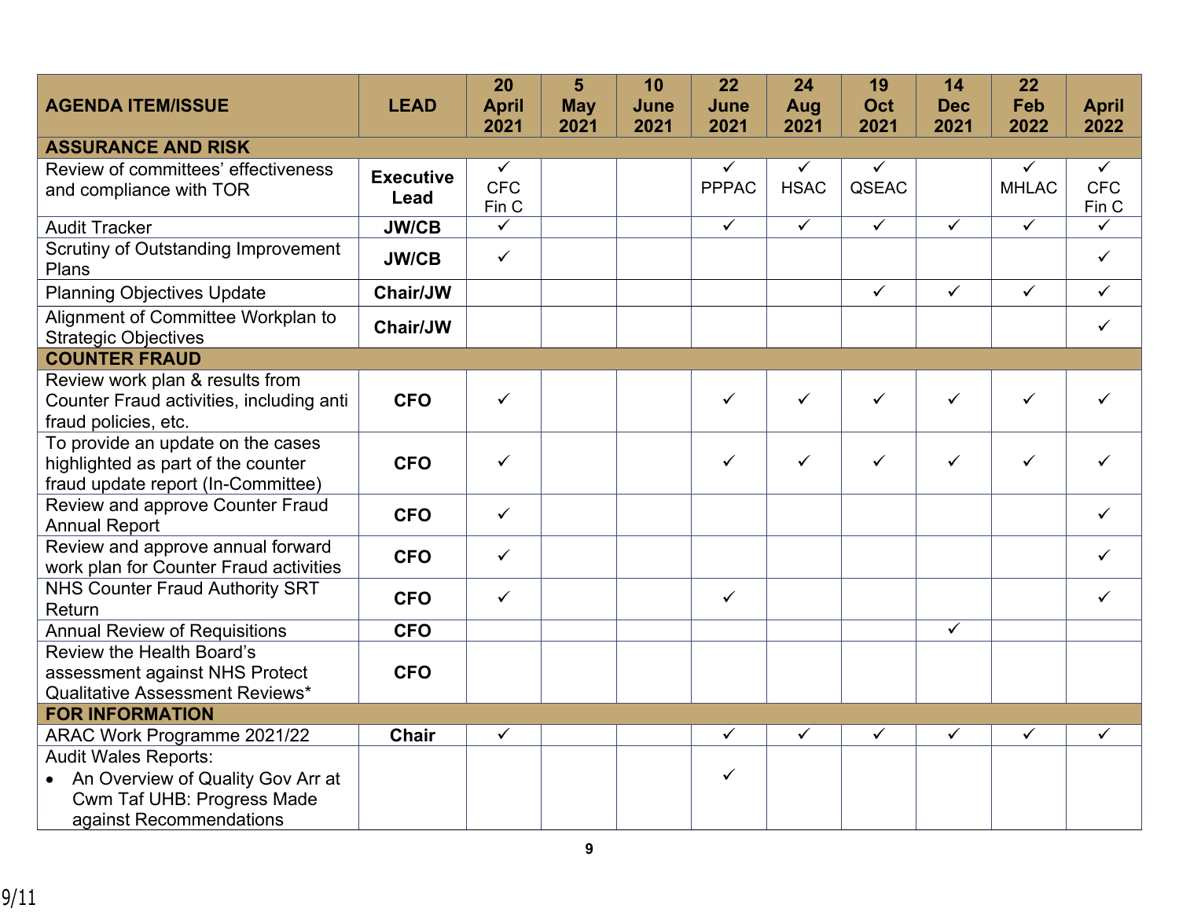| AGENDA ITEM/ISSUE | LEAD | 20 April 2021 | 5 May 2021 | 10 June 2021 | 22 June 2021 | 24 Aug 2021 | 19 Oct 2021 | 14 Dec 2021 | 22 Feb 2022 | April 2022 |
|---|---|---|---|---|---|---|---|---|---|---|
| **ASSURANCE AND RISK** | | | | | | | | | | |
| Review of committees' effectiveness and compliance with TOR | **Executive Lead** | ✓ CFC Fin C | | | ✓ PPPAC | ✓ HSAC | ✓ QSEAC | | ✓ MHLAC | ✓ CFC Fin C |
| Audit Tracker | **JW/CB** | ✓ | | | ✓ | ✓ | ✓ | ✓ | ✓ | ✓ |
| Scrutiny of Outstanding Improvement Plans | **JW/CB** | ✓ | | | | | | | | ✓ |
| Planning Objectives Update | **Chair/JW** | | | | | | ✓ | ✓ | ✓ | ✓ |
| Alignment of Committee Workplan to Strategic Objectives | **Chair/JW** | | | | | | | | | ✓ |
| **COUNTER FRAUD** | | | | | | | | | | |
| Review work plan & results from Counter Fraud activities, including anti fraud policies, etc. | **CFO** | ✓ | | | ✓ | ✓ | ✓ | ✓ | ✓ | ✓ |
| To provide an update on the cases highlighted as part of the counter fraud update report (In-Committee) | **CFO** | ✓ | | | ✓ | ✓ | ✓ | ✓ | ✓ | ✓ |
| Review and approve Counter Fraud Annual Report | **CFO** | ✓ | | | | | | | | ✓ |
| Review and approve annual forward work plan for Counter Fraud activities | **CFO** | ✓ | | | | | | | | ✓ |
| NHS Counter Fraud Authority SRT Return | **CFO** | ✓ | | | ✓ | | | | | ✓ |
| Annual Review of Requisitions | **CFO** | | | | | | | ✓ | | |
| Review the Health Board's assessment against NHS Protect Qualitative Assessment Reviews* | **CFO** | | | | | | | | | |
| **FOR INFORMATION** | | | | | | | | | | |
| ARAC Work Programme 2021/22 | **Chair** | ✓ | | | ✓ | ✓ | ✓ | ✓ | ✓ | ✓ |
| Audit Wales Reports:<br>• An Overview of Quality Gov Arr at Cwm Taf UHB: Progress Made against Recommendations | | | | | ✓ | | | | | |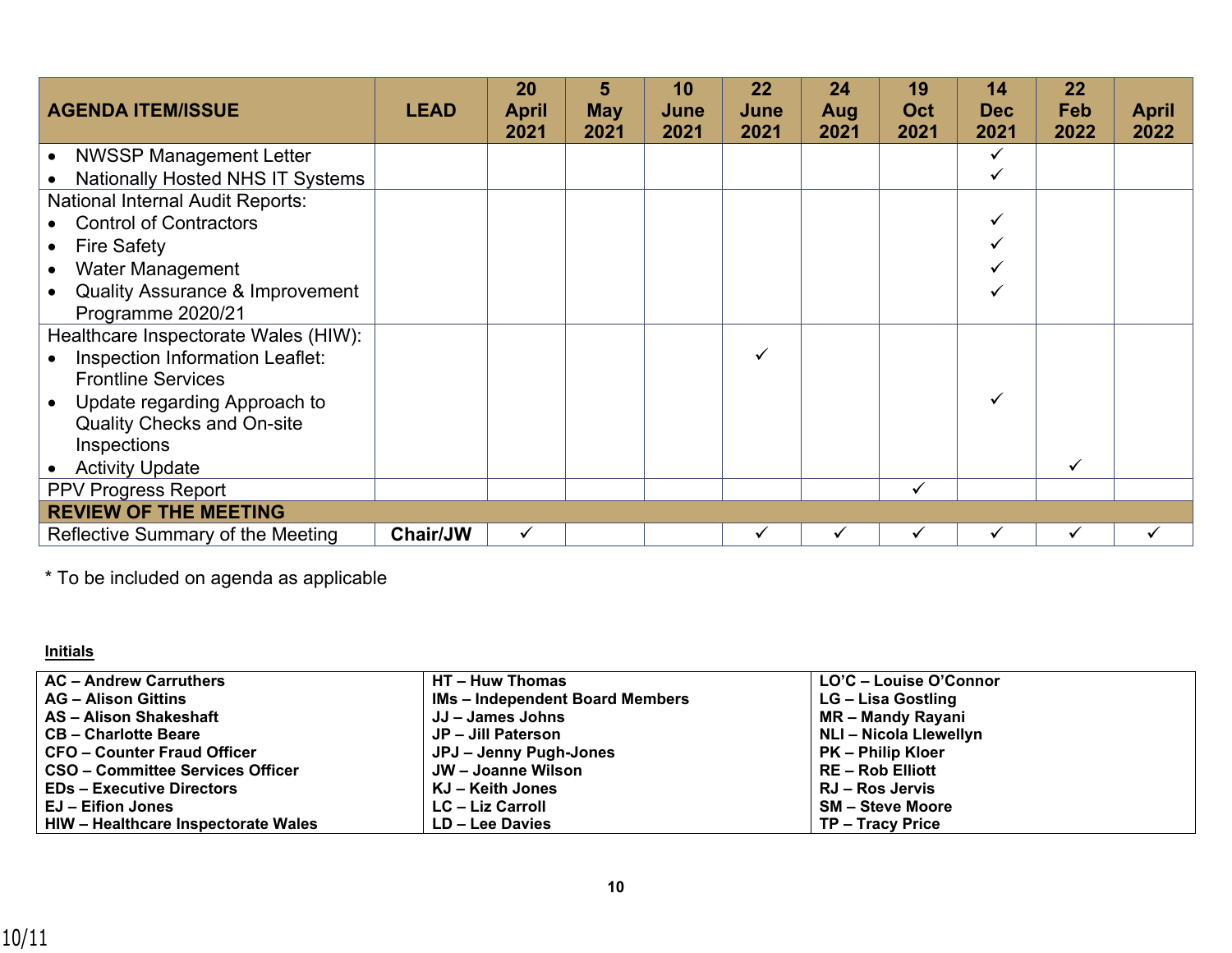| AGENDA ITEM/ISSUE | LEAD | 20 April 2021 | 5 May 2021 | 10 June 2021 | 22 June 2021 | 24 Aug 2021 | 19 Oct 2021 | 14 Dec 2021 | 22 Feb 2022 | April 2022 |
|---|---|---|---|---|---|---|---|---|---|---|
| • NWSSP Management Letter<br>• Nationally Hosted NHS IT Systems | | | | | | | | ✓<br>✓ | | |
| National Internal Audit Reports:<br>• Control of Contractors<br>• Fire Safety<br>• Water Management<br>• Quality Assurance & Improvement Programme 2020/21 | | | | | | | | ✓<br>✓<br>✓<br>✓ | | |
| Healthcare Inspectorate Wales (HIW):<br>• Inspection Information Leaflet: Frontline Services<br>• Update regarding Approach to Quality Checks and On-site Inspections<br>• Activity Update | | | | | ✓ | | | ✓ | ✓ | |
| PPV Progress Report | | | | | | | ✓ | | | |
| **REVIEW OF THE MEETING** | | | | | | | | | | |
| Reflective Summary of the Meeting | **Chair/JW** | ✓ | | | ✓ | ✓ | ✓ | ✓ | ✓ | ✓ |

\* To be included on agenda as applicable

**Initials**

| | | |
|---|---|---|
| **AC – Andrew Carruthers** | **HT – Huw Thomas** | **LO'C – Louise O'Connor** |
| **AG – Alison Gittins** | **IMs – Independent Board Members** | **LG – Lisa Gostling** |
| **AS – Alison Shakeshaft** | **JJ – James Johns** | **MR – Mandy Rayani** |
| **CB – Charlotte Beare** | **JP – Jill Paterson** | **NLl – Nicola Llewellyn** |
| **CFO – Counter Fraud Officer** | **JPJ – Jenny Pugh-Jones** | **PK – Philip Kloer** |
| **CSO – Committee Services Officer** | **JW – Joanne Wilson** | **RE – Rob Elliott** |
| **EDs – Executive Directors** | **KJ – Keith Jones** | **RJ – Ros Jervis** |
| **EJ – Eifion Jones** | **LC – Liz Carroll** | **SM – Steve Moore** |
| **HIW – Healthcare Inspectorate Wales** | **LD – Lee Davies** | **TP – Tracy Price** |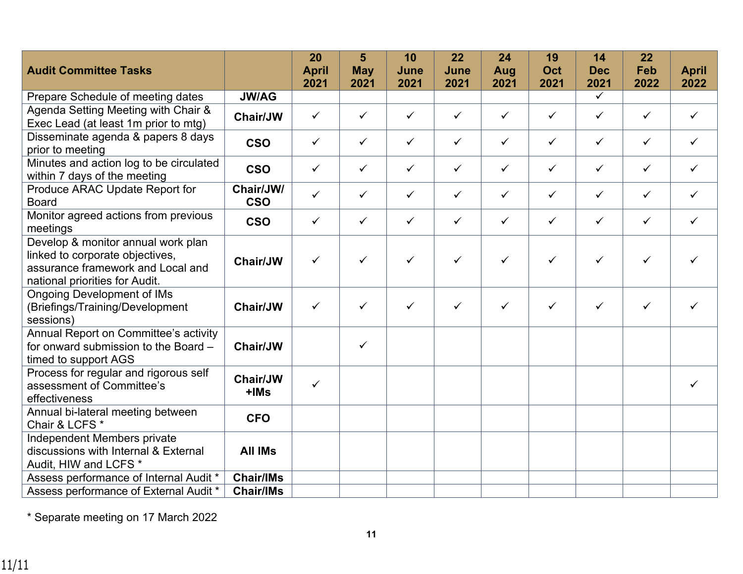| Audit Committee Tasks | | 20 April 2021 | 5 May 2021 | 10 June 2021 | 22 June 2021 | 24 Aug 2021 | 19 Oct 2021 | 14 Dec 2021 | 22 Feb 2022 | April 2022 |
|---|---|---|---|---|---|---|---|---|---|---|
| Prepare Schedule of meeting dates | **JW/AG** | | | | | | | ✓ | | |
| Agenda Setting Meeting with Chair & Exec Lead (at least 1m prior to mtg) | **Chair/JW** | ✓ | ✓ | ✓ | ✓ | ✓ | ✓ | ✓ | ✓ | ✓ |
| Disseminate agenda & papers 8 days prior to meeting | **CSO** | ✓ | ✓ | ✓ | ✓ | ✓ | ✓ | ✓ | ✓ | ✓ |
| Minutes and action log to be circulated within 7 days of the meeting | **CSO** | ✓ | ✓ | ✓ | ✓ | ✓ | ✓ | ✓ | ✓ | ✓ |
| Produce ARAC Update Report for Board | **Chair/JW/ CSO** | ✓ | ✓ | ✓ | ✓ | ✓ | ✓ | ✓ | ✓ | ✓ |
| Monitor agreed actions from previous meetings | **CSO** | ✓ | ✓ | ✓ | ✓ | ✓ | ✓ | ✓ | ✓ | ✓ |
| Develop & monitor annual work plan linked to corporate objectives, assurance framework and Local and national priorities for Audit. | **Chair/JW** | ✓ | ✓ | ✓ | ✓ | ✓ | ✓ | ✓ | ✓ | ✓ |
| Ongoing Development of IMs (Briefings/Training/Development sessions) | **Chair/JW** | ✓ | ✓ | ✓ | ✓ | ✓ | ✓ | ✓ | ✓ | ✓ |
| Annual Report on Committee's activity for onward submission to the Board – timed to support AGS | **Chair/JW** | | ✓ | | | | | | | |
| Process for regular and rigorous self assessment of Committee's effectiveness | **Chair/JW +IMs** | ✓ | | | | | | | | ✓ |
| Annual bi-lateral meeting between Chair & LCFS * | **CFO** | | | | | | | | | |
| Independent Members private discussions with Internal & External Audit, HIW and LCFS * | **All IMs** | | | | | | | | | |
| Assess performance of Internal Audit * | **Chair/IMs** | | | | | | | | | |
| Assess performance of External Audit * | **Chair/IMs** | | | | | | | | | |

* Separate meeting on 17 March 2022